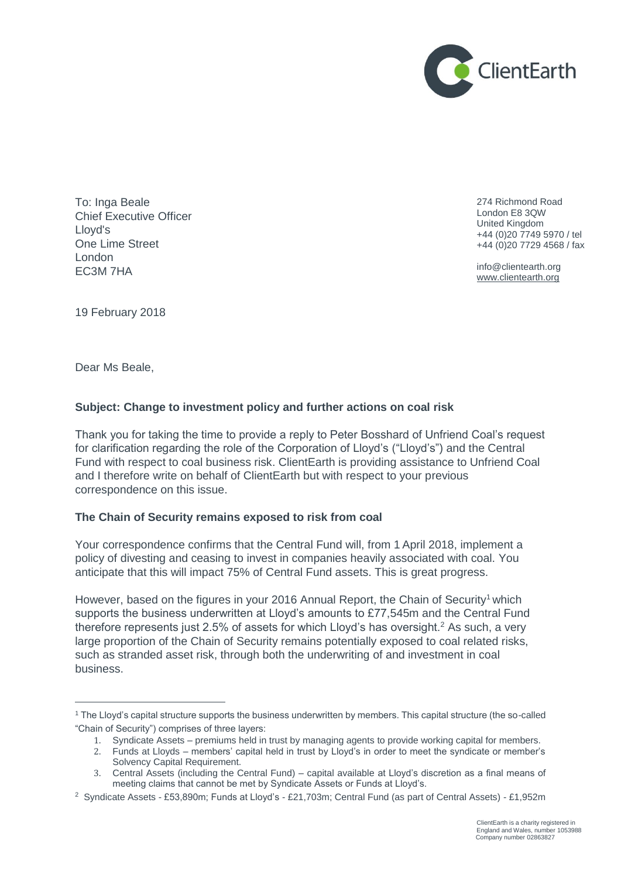ClientEarth

To: Inga Beale
Chief Executive Officer
Lloyd's
One Lime Street
London
EC3M 7HA

274 Richmond Road
London E8 3QW
United Kingdom
+44 (0)20 7749 5970 / tel
+44 (0)20 7729 4568 / fax

info@clientearth.org
www.clientearth.org

19 February 2018

Dear Ms Beale,

**Subject: Change to investment policy and further actions on coal risk**

Thank you for taking the time to provide a reply to Peter Bosshard of Unfriend Coal's request for clarification regarding the role of the Corporation of Lloyd's ("Lloyd's") and the Central Fund with respect to coal business risk. ClientEarth is providing assistance to Unfriend Coal and I therefore write on behalf of ClientEarth but with respect to your previous correspondence on this issue.

**The Chain of Security remains exposed to risk from coal**

Your correspondence confirms that the Central Fund will, from 1 April 2018, implement a policy of divesting and ceasing to invest in companies heavily associated with coal. You anticipate that this will impact 75% of Central Fund assets. This is great progress.

However, based on the figures in your 2016 Annual Report, the Chain of Security[1] which supports the business underwritten at Lloyd's amounts to £77,545m and the Central Fund therefore represents just 2.5% of assets for which Lloyd's has oversight.[2] As such, a very large proportion of the Chain of Security remains potentially exposed to coal related risks, such as stranded asset risk, through both the underwriting of and investment in coal business.

[1] The Lloyd's capital structure supports the business underwritten by members. This capital structure (the so-called "Chain of Security") comprises of three layers:

1. Syndicate Assets – premiums held in trust by managing agents to provide working capital for members.
2. Funds at Lloyds – members' capital held in trust by Lloyd's in order to meet the syndicate or member's Solvency Capital Requirement.
3. Central Assets (including the Central Fund) – capital available at Lloyd's discretion as a final means of meeting claims that cannot be met by Syndicate Assets or Funds at Lloyd's.

[2] Syndicate Assets - £53,890m; Funds at Lloyd's - £21,703m; Central Fund (as part of Central Assets) - £1,952m

ClientEarth is a charity registered in England and Wales, number 1053988
Company number 02863827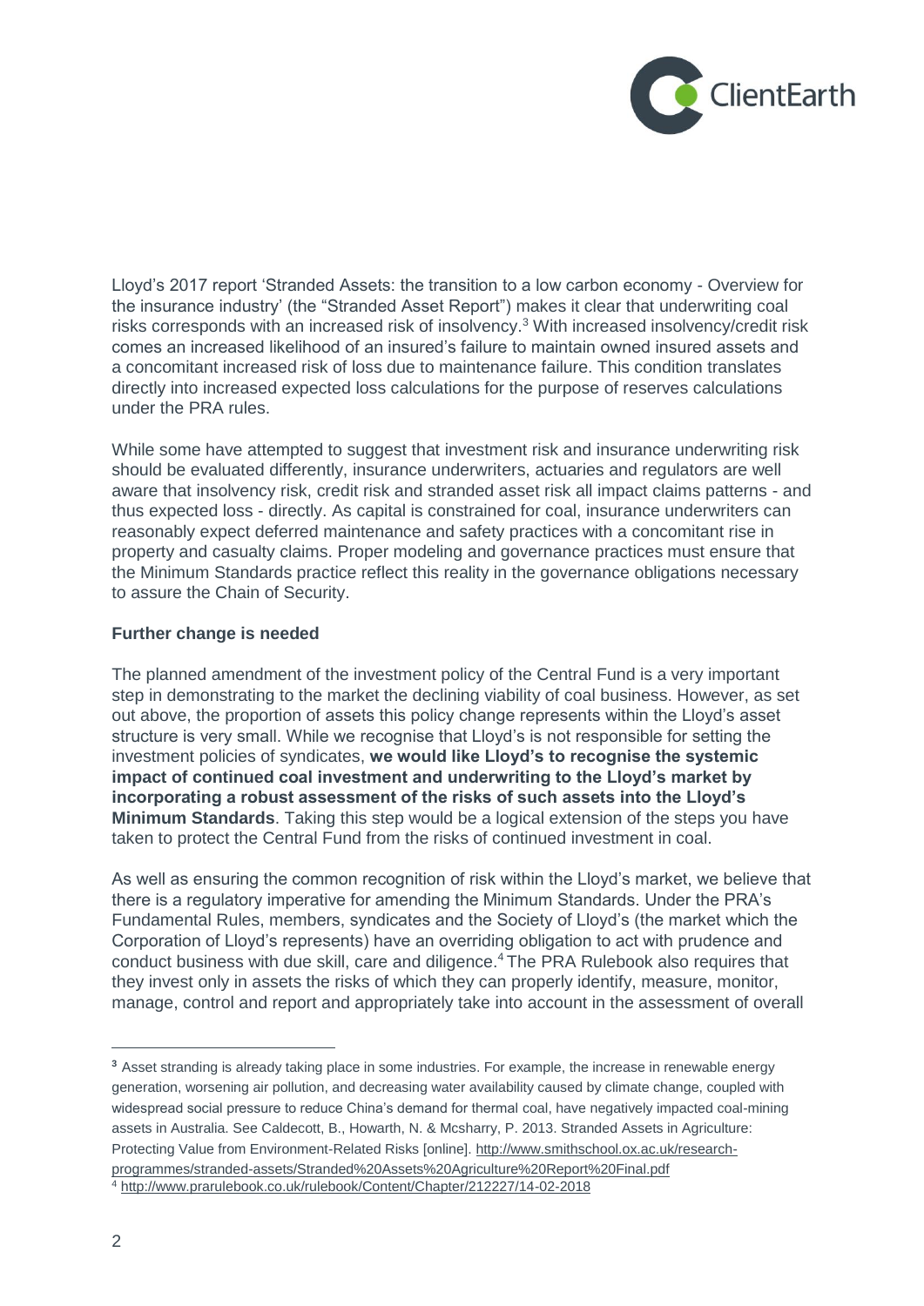Lloyd's 2017 report 'Stranded Assets: the transition to a low carbon economy - Overview for the insurance industry' (the "Stranded Asset Report") makes it clear that underwriting coal risks corresponds with an increased risk of insolvency.[3] With increased insolvency/credit risk comes an increased likelihood of an insured's failure to maintain owned insured assets and a concomitant increased risk of loss due to maintenance failure. This condition translates directly into increased expected loss calculations for the purpose of reserves calculations under the PRA rules.

While some have attempted to suggest that investment risk and insurance underwriting risk should be evaluated differently, insurance underwriters, actuaries and regulators are well aware that insolvency risk, credit risk and stranded asset risk all impact claims patterns - and thus expected loss - directly. As capital is constrained for coal, insurance underwriters can reasonably expect deferred maintenance and safety practices with a concomitant rise in property and casualty claims. Proper modeling and governance practices must ensure that the Minimum Standards practice reflect this reality in the governance obligations necessary to assure the Chain of Security.

**Further change is needed**

The planned amendment of the investment policy of the Central Fund is a very important step in demonstrating to the market the declining viability of coal business. However, as set out above, the proportion of assets this policy change represents within the Lloyd's asset structure is very small. While we recognise that Lloyd's is not responsible for setting the investment policies of syndicates, **we would like Lloyd's to recognise the systemic impact of continued coal investment and underwriting to the Lloyd's market by incorporating a robust assessment of the risks of such assets into the Lloyd's Minimum Standards**. Taking this step would be a logical extension of the steps you have taken to protect the Central Fund from the risks of continued investment in coal.

As well as ensuring the common recognition of risk within the Lloyd's market, we believe that there is a regulatory imperative for amending the Minimum Standards. Under the PRA's Fundamental Rules, members, syndicates and the Society of Lloyd's (the market which the Corporation of Lloyd's represents) have an overriding obligation to act with prudence and conduct business with due skill, care and diligence.[4] The PRA Rulebook also requires that they invest only in assets the risks of which they can properly identify, measure, monitor, manage, control and report and appropriately take into account in the assessment of overall

---

[3] Asset stranding is already taking place in some industries. For example, the increase in renewable energy generation, worsening air pollution, and decreasing water availability caused by climate change, coupled with widespread social pressure to reduce China's demand for thermal coal, have negatively impacted coal-mining assets in Australia. See Caldecott, B., Howarth, N. & Mcsharry, P. 2013. Stranded Assets in Agriculture: Protecting Value from Environment-Related Risks [online]. http://www.smithschool.ox.ac.uk/research-programmes/stranded-assets/Stranded%20Assets%20Agriculture%20Report%20Final.pdf

[4] http://www.prarulebook.co.uk/rulebook/Content/Chapter/212227/14-02-2018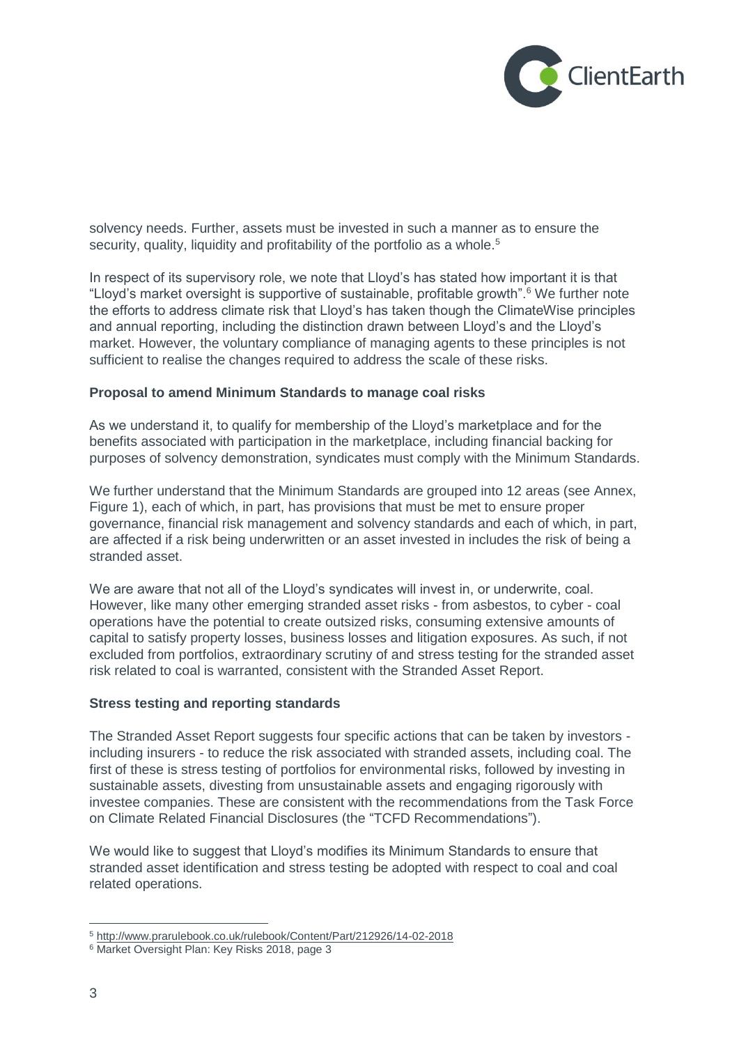solvency needs. Further, assets must be invested in such a manner as to ensure the security, quality, liquidity and profitability of the portfolio as a whole.[5]

In respect of its supervisory role, we note that Lloyd's has stated how important it is that "Lloyd's market oversight is supportive of sustainable, profitable growth".[6] We further note the efforts to address climate risk that Lloyd's has taken though the ClimateWise principles and annual reporting, including the distinction drawn between Lloyd's and the Lloyd's market. However, the voluntary compliance of managing agents to these principles is not sufficient to realise the changes required to address the scale of these risks.

**Proposal to amend Minimum Standards to manage coal risks**

As we understand it, to qualify for membership of the Lloyd's marketplace and for the benefits associated with participation in the marketplace, including financial backing for purposes of solvency demonstration, syndicates must comply with the Minimum Standards.

We further understand that the Minimum Standards are grouped into 12 areas (see Annex, Figure 1), each of which, in part, has provisions that must be met to ensure proper governance, financial risk management and solvency standards and each of which, in part, are affected if a risk being underwritten or an asset invested in includes the risk of being a stranded asset.

We are aware that not all of the Lloyd's syndicates will invest in, or underwrite, coal. However, like many other emerging stranded asset risks - from asbestos, to cyber - coal operations have the potential to create outsized risks, consuming extensive amounts of capital to satisfy property losses, business losses and litigation exposures. As such, if not excluded from portfolios, extraordinary scrutiny of and stress testing for the stranded asset risk related to coal is warranted, consistent with the Stranded Asset Report.

**Stress testing and reporting standards**

The Stranded Asset Report suggests four specific actions that can be taken by investors - including insurers - to reduce the risk associated with stranded assets, including coal. The first of these is stress testing of portfolios for environmental risks, followed by investing in sustainable assets, divesting from unsustainable assets and engaging rigorously with investee companies. These are consistent with the recommendations from the Task Force on Climate Related Financial Disclosures (the "TCFD Recommendations").

We would like to suggest that Lloyd's modifies its Minimum Standards to ensure that stranded asset identification and stress testing be adopted with respect to coal and coal related operations.

---

[5] http://www.prarulebook.co.uk/rulebook/Content/Part/212926/14-02-2018

[6] Market Oversight Plan: Key Risks 2018, page 3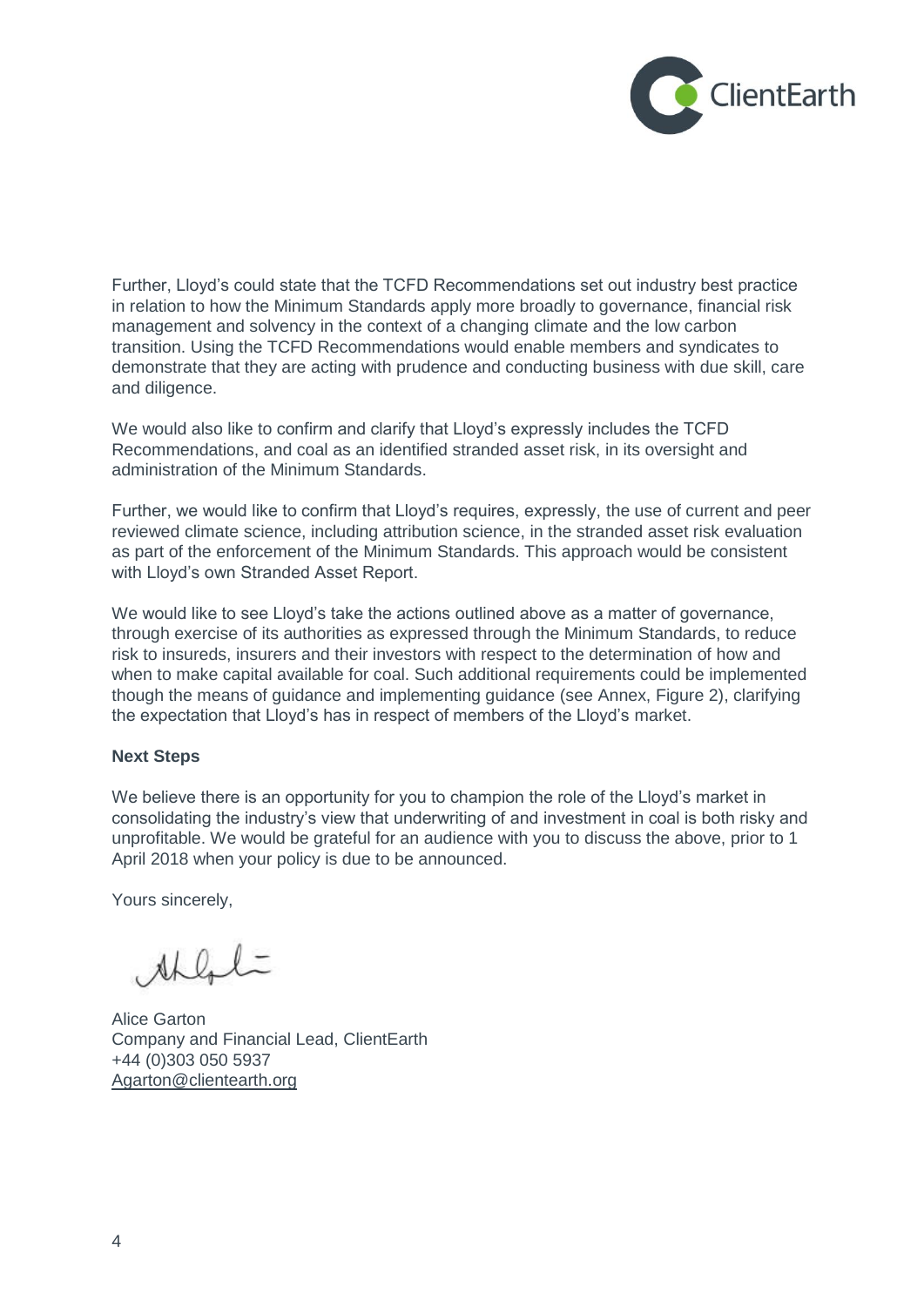Further, Lloyd's could state that the TCFD Recommendations set out industry best practice in relation to how the Minimum Standards apply more broadly to governance, financial risk management and solvency in the context of a changing climate and the low carbon transition. Using the TCFD Recommendations would enable members and syndicates to demonstrate that they are acting with prudence and conducting business with due skill, care and diligence.

We would also like to confirm and clarify that Lloyd's expressly includes the TCFD Recommendations, and coal as an identified stranded asset risk, in its oversight and administration of the Minimum Standards.

Further, we would like to confirm that Lloyd's requires, expressly, the use of current and peer reviewed climate science, including attribution science, in the stranded asset risk evaluation as part of the enforcement of the Minimum Standards. This approach would be consistent with Lloyd's own Stranded Asset Report.

We would like to see Lloyd's take the actions outlined above as a matter of governance, through exercise of its authorities as expressed through the Minimum Standards, to reduce risk to insureds, insurers and their investors with respect to the determination of how and when to make capital available for coal. Such additional requirements could be implemented though the means of guidance and implementing guidance (see Annex, Figure 2), clarifying the expectation that Lloyd's has in respect of members of the Lloyd's market.

**Next Steps**

We believe there is an opportunity for you to champion the role of the Lloyd's market in consolidating the industry's view that underwriting of and investment in coal is both risky and unprofitable. We would be grateful for an audience with you to discuss the above, prior to 1 April 2018 when your policy is due to be announced.

Yours sincerely,

Alice Garton
Company and Financial Lead, ClientEarth
+44 (0)303 050 5937
Agarton@clientearth.org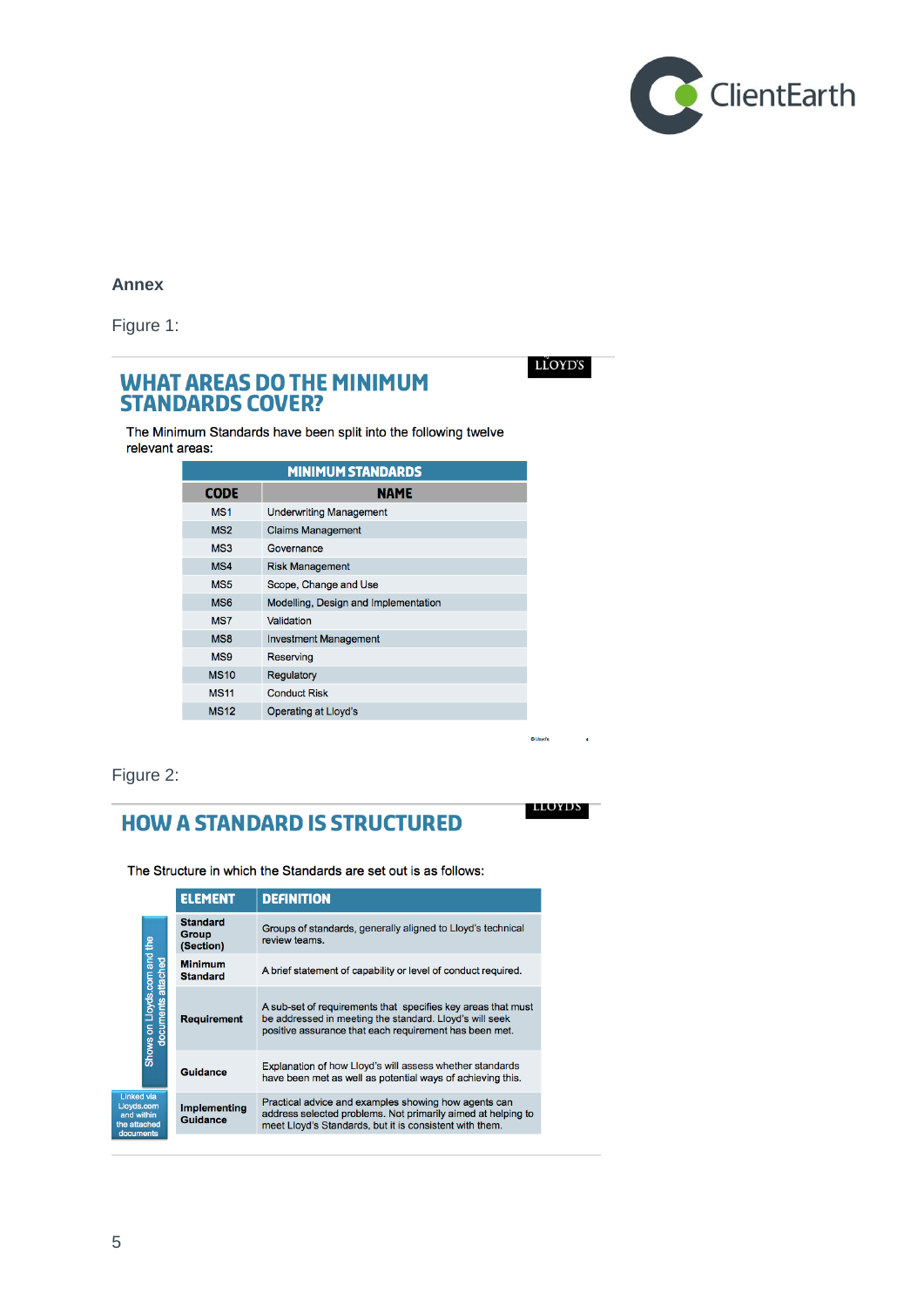**Annex**

Figure 1:

LLOYD'S

## WHAT AREAS DO THE MINIMUM STANDARDS COVER?

The Minimum Standards have been split into the following twelve relevant areas:

| MINIMUM STANDARDS | |
|---|---|
| **CODE** | **NAME** |
| MS1 | Underwriting Management |
| MS2 | Claims Management |
| MS3 | Governance |
| MS4 | Risk Management |
| MS5 | Scope, Change and Use |
| MS6 | Modelling, Design and Implementation |
| MS7 | Validation |
| MS8 | Investment Management |
| MS9 | Reserving |
| MS10 | Regulatory |
| MS11 | Conduct Risk |
| MS12 | Operating at Lloyd's |

Figure 2:

LLOYD'S

## HOW A STANDARD IS STRUCTURED

The Structure in which the Standards are set out is as follows:

| | ELEMENT | DEFINITION |
|---|---|---|
| Shows on Lloyds.com and the documents attached | Standard Group (Section) | Groups of standards, generally aligned to Lloyd's technical review teams. |
| | Minimum Standard | A brief statement of capability or level of conduct required. |
| | Requirement | A sub-set of requirements that specifies key areas that must be addressed in meeting the standard. Lloyd's will seek positive assurance that each requirement has been met. |
| | Guidance | Explanation of how Lloyd's will assess whether standards have been met as well as potential ways of achieving this. |
| Linked via Lloyds.com and within the attached documents | Implementing Guidance | Practical advice and examples showing how agents can address selected problems. Not primarily aimed at helping to meet Lloyd's Standards, but it is consistent with them. |